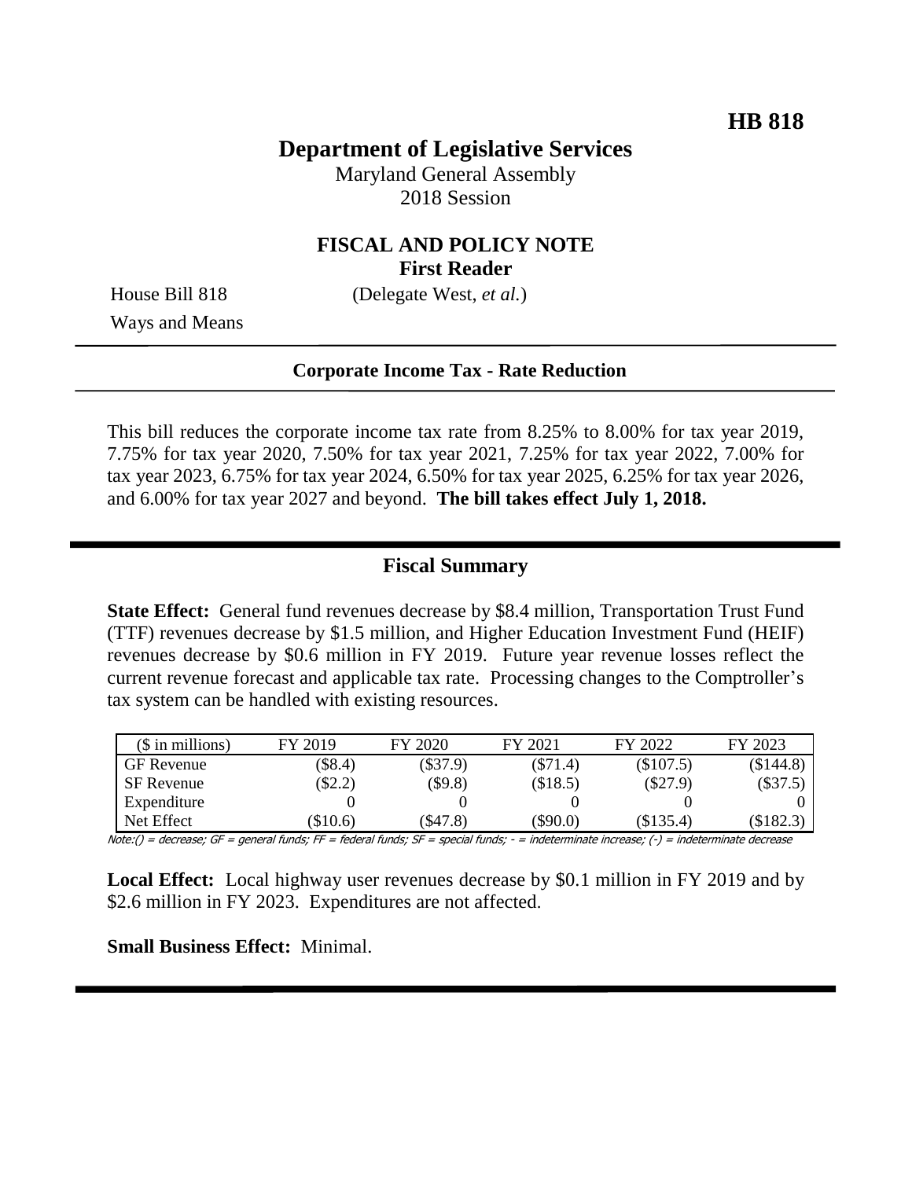**HB 818**

# Department of Legislative Services

Maryland General Assembly
2018 Session

## FISCAL AND POLICY NOTE
**First Reader**

House Bill 818 (Delegate West, *et al.*)
Ways and Means

**Corporate Income Tax - Rate Reduction**

This bill reduces the corporate income tax rate from 8.25% to 8.00% for tax year 2019, 7.75% for tax year 2020, 7.50% for tax year 2021, 7.25% for tax year 2022, 7.00% for tax year 2023, 6.75% for tax year 2024, 6.50% for tax year 2025, 6.25% for tax year 2026, and 6.00% for tax year 2027 and beyond. **The bill takes effect July 1, 2018.**

## Fiscal Summary

**State Effect:** General fund revenues decrease by $8.4 million, Transportation Trust Fund (TTF) revenues decrease by $1.5 million, and Higher Education Investment Fund (HEIF) revenues decrease by $0.6 million in FY 2019. Future year revenue losses reflect the current revenue forecast and applicable tax rate. Processing changes to the Comptroller's tax system can be handled with existing resources.

| ($ in millions) | FY 2019 | FY 2020 | FY 2021 | FY 2022 | FY 2023 |
|---|---|---|---|---|---|
| GF Revenue | ($8.4) | ($37.9) | ($71.4) | ($107.5) | ($144.8) |
| SF Revenue | ($2.2) | ($9.8) | ($18.5) | ($27.9) | ($37.5) |
| Expenditure | 0 | 0 | 0 | 0 | 0 |
| Net Effect | ($10.6) | ($47.8) | ($90.0) | ($135.4) | ($182.3) |

Note:() = decrease; GF = general funds; FF = federal funds; SF = special funds; - = indeterminate increase; (-) = indeterminate decrease

**Local Effect:** Local highway user revenues decrease by $0.1 million in FY 2019 and by $2.6 million in FY 2023. Expenditures are not affected.

**Small Business Effect:** Minimal.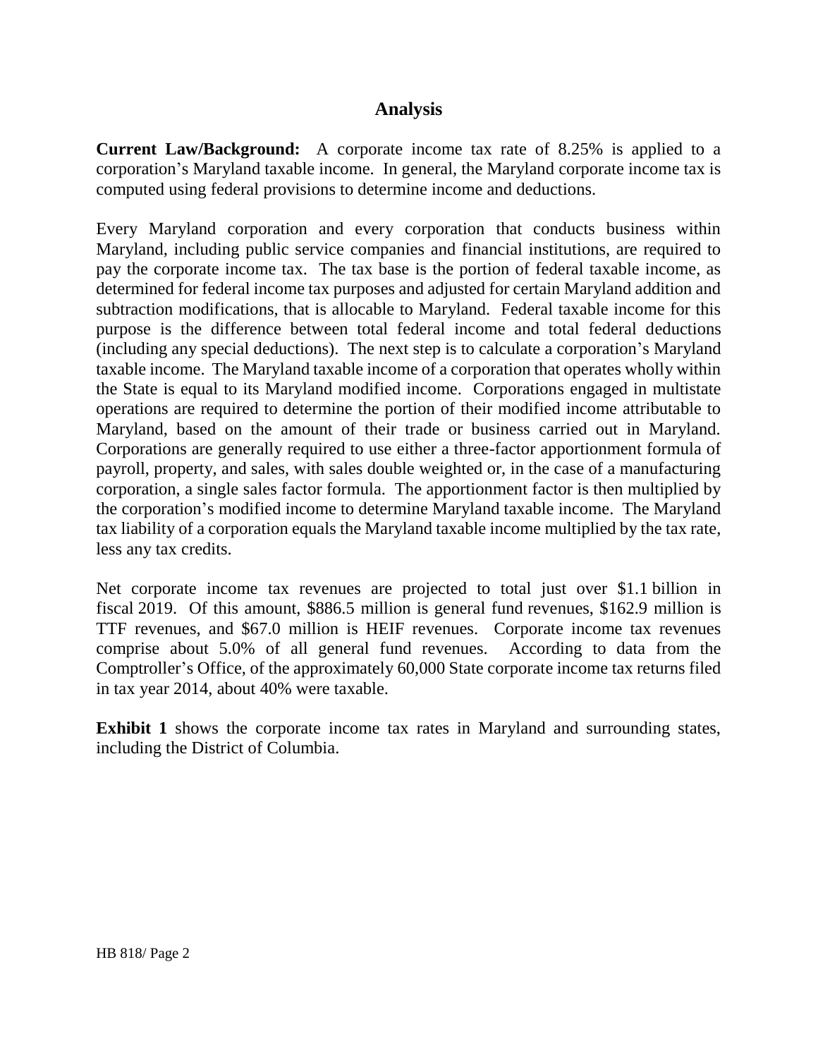## Analysis

**Current Law/Background:** A corporate income tax rate of 8.25% is applied to a corporation's Maryland taxable income. In general, the Maryland corporate income tax is computed using federal provisions to determine income and deductions.

Every Maryland corporation and every corporation that conducts business within Maryland, including public service companies and financial institutions, are required to pay the corporate income tax. The tax base is the portion of federal taxable income, as determined for federal income tax purposes and adjusted for certain Maryland addition and subtraction modifications, that is allocable to Maryland. Federal taxable income for this purpose is the difference between total federal income and total federal deductions (including any special deductions). The next step is to calculate a corporation's Maryland taxable income. The Maryland taxable income of a corporation that operates wholly within the State is equal to its Maryland modified income. Corporations engaged in multistate operations are required to determine the portion of their modified income attributable to Maryland, based on the amount of their trade or business carried out in Maryland. Corporations are generally required to use either a three-factor apportionment formula of payroll, property, and sales, with sales double weighted or, in the case of a manufacturing corporation, a single sales factor formula. The apportionment factor is then multiplied by the corporation's modified income to determine Maryland taxable income. The Maryland tax liability of a corporation equals the Maryland taxable income multiplied by the tax rate, less any tax credits.

Net corporate income tax revenues are projected to total just over $1.1 billion in fiscal 2019. Of this amount, $886.5 million is general fund revenues, $162.9 million is TTF revenues, and $67.0 million is HEIF revenues. Corporate income tax revenues comprise about 5.0% of all general fund revenues. According to data from the Comptroller's Office, of the approximately 60,000 State corporate income tax returns filed in tax year 2014, about 40% were taxable.

**Exhibit 1** shows the corporate income tax rates in Maryland and surrounding states, including the District of Columbia.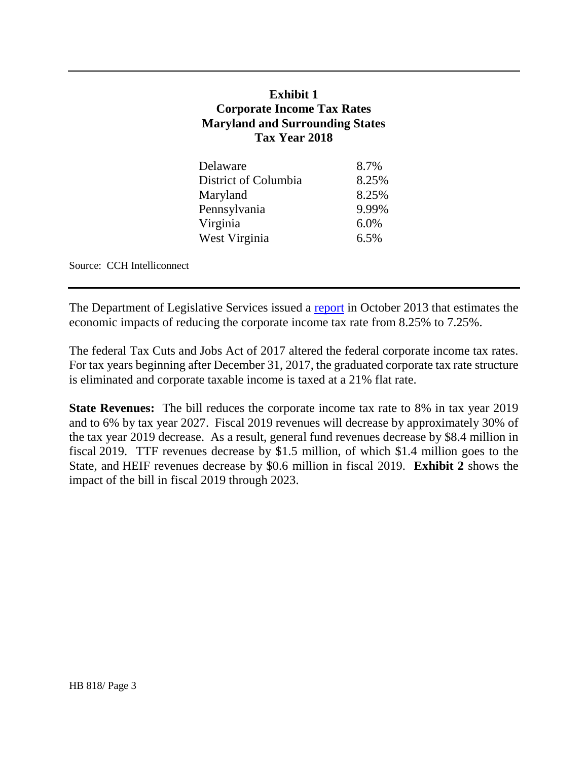**Exhibit 1**
**Corporate Income Tax Rates**
**Maryland and Surrounding States**
**Tax Year 2018**

| State | Rate |
|---|---|
| Delaware | 8.7% |
| District of Columbia | 8.25% |
| Maryland | 8.25% |
| Pennsylvania | 9.99% |
| Virginia | 6.0% |
| West Virginia | 6.5% |

Source: CCH Intelliconnect

The Department of Legislative Services issued a report in October 2013 that estimates the economic impacts of reducing the corporate income tax rate from 8.25% to 7.25%.

The federal Tax Cuts and Jobs Act of 2017 altered the federal corporate income tax rates. For tax years beginning after December 31, 2017, the graduated corporate tax rate structure is eliminated and corporate taxable income is taxed at a 21% flat rate.

**State Revenues:** The bill reduces the corporate income tax rate to 8% in tax year 2019 and to 6% by tax year 2027. Fiscal 2019 revenues will decrease by approximately 30% of the tax year 2019 decrease. As a result, general fund revenues decrease by $8.4 million in fiscal 2019. TTF revenues decrease by $1.5 million, of which $1.4 million goes to the State, and HEIF revenues decrease by $0.6 million in fiscal 2019. **Exhibit 2** shows the impact of the bill in fiscal 2019 through 2023.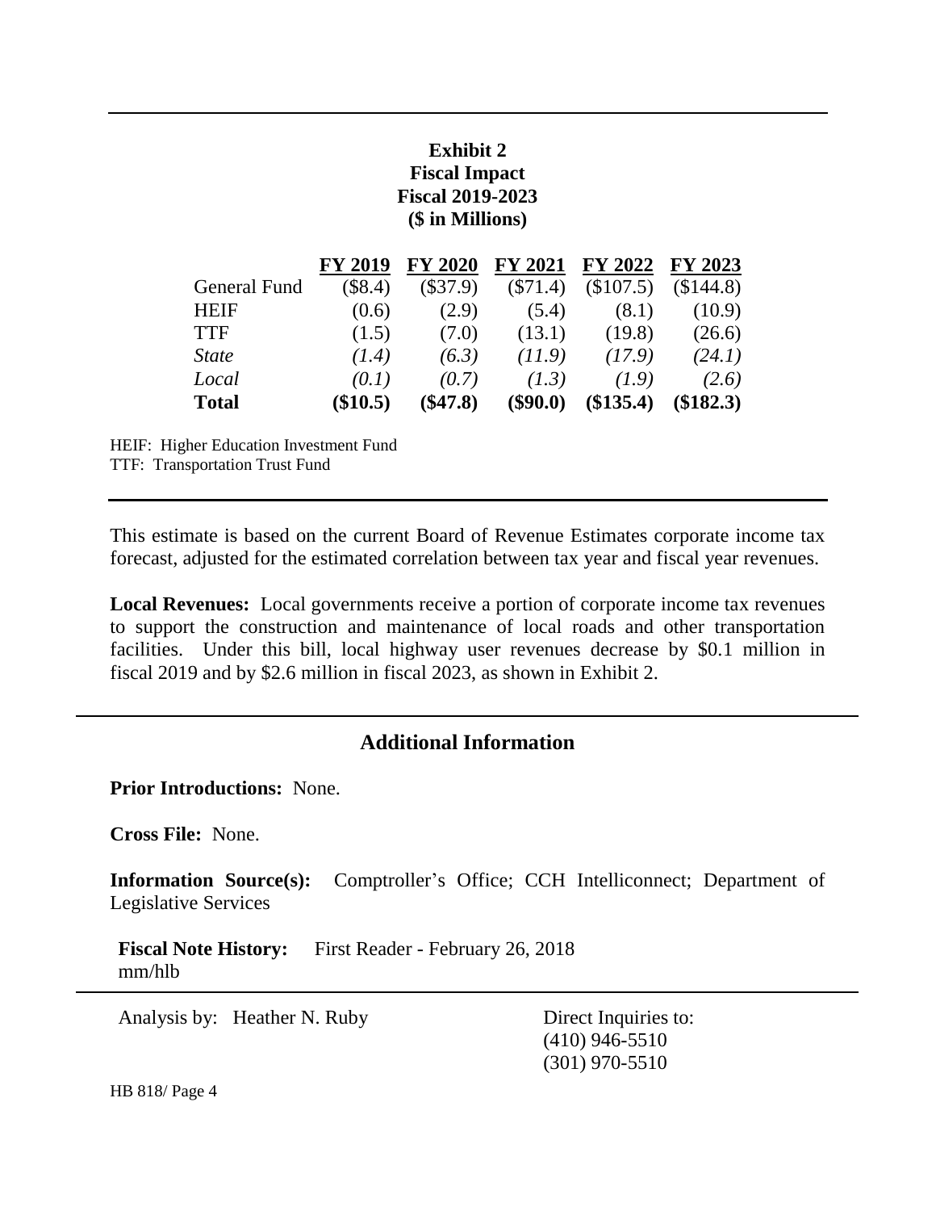**Exhibit 2**
**Fiscal Impact**
**Fiscal 2019-2023**
**($ in Millions)**

| | FY 2019 | FY 2020 | FY 2021 | FY 2022 | FY 2023 |
|---|---|---|---|---|---|
| General Fund | ($8.4) | ($37.9) | ($71.4) | ($107.5) | ($144.8) |
| HEIF | (0.6) | (2.9) | (5.4) | (8.1) | (10.9) |
| TTF | (1.5) | (7.0) | (13.1) | (19.8) | (26.6) |
| *State* | *(1.4)* | *(6.3)* | *(11.9)* | *(17.9)* | *(24.1)* |
| *Local* | *(0.1)* | *(0.7)* | *(1.3)* | *(1.9)* | *(2.6)* |
| **Total** | **($10.5)** | **($47.8)** | **($90.0)** | **($135.4)** | **($182.3)** |

HEIF: Higher Education Investment Fund
TTF: Transportation Trust Fund

This estimate is based on the current Board of Revenue Estimates corporate income tax forecast, adjusted for the estimated correlation between tax year and fiscal year revenues.

**Local Revenues:** Local governments receive a portion of corporate income tax revenues to support the construction and maintenance of local roads and other transportation facilities. Under this bill, local highway user revenues decrease by $0.1 million in fiscal 2019 and by $2.6 million in fiscal 2023, as shown in Exhibit 2.

## Additional Information

**Prior Introductions:** None.

**Cross File:** None.

**Information Source(s):** Comptroller's Office; CCH Intelliconnect; Department of Legislative Services

**Fiscal Note History:** First Reader - February 26, 2018
mm/hlb

Analysis by: Heather N. Ruby

Direct Inquiries to:
(410) 946-5510
(301) 970-5510